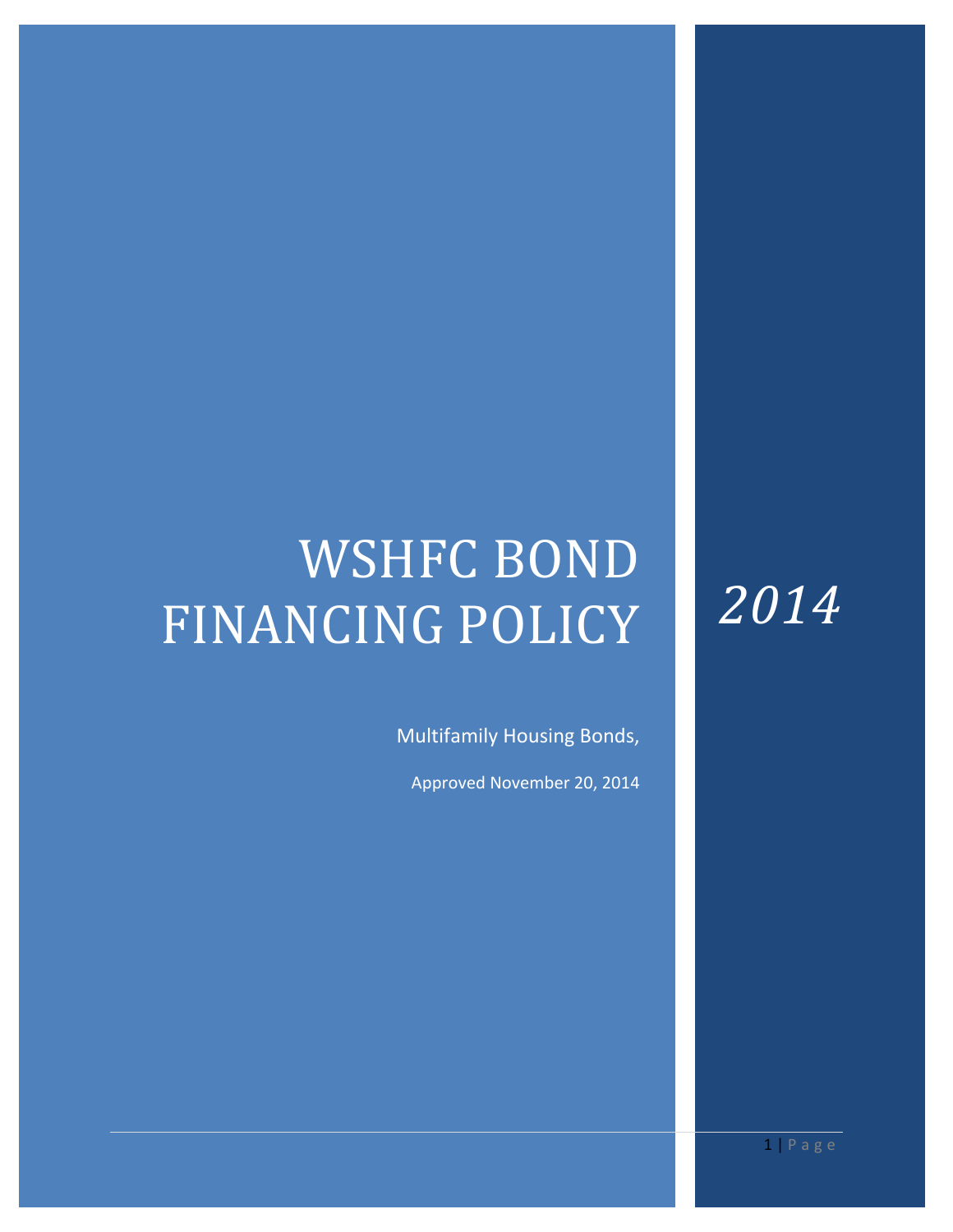# WSHFC BOND FINANCING POLICY

*2014*

Multifamily Housing Bonds,

Approved November 20, 2014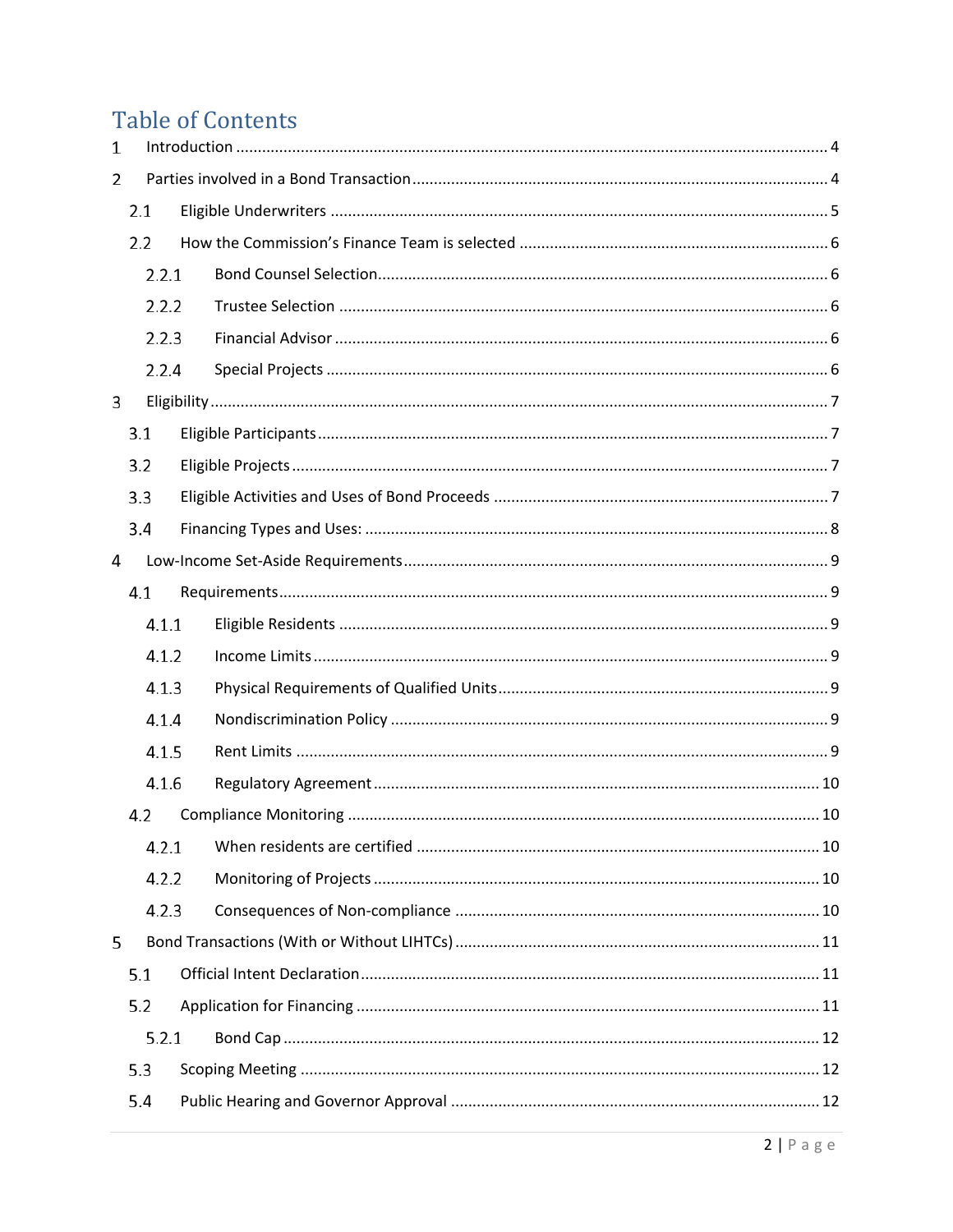# Table of Contents

1 Introduction ..... 4

2 Parties involved in a Bond Transaction ..... 4

- 2.1 Eligible Underwriters ..... 5
- 2.2 How the Commission's Finance Team is selected ..... 6
  - 2.2.1 Bond Counsel Selection ..... 6
  - 2.2.2 Trustee Selection ..... 6
  - 2.2.3 Financial Advisor ..... 6
  - 2.2.4 Special Projects ..... 6

3 Eligibility ..... 7

- 3.1 Eligible Participants ..... 7
- 3.2 Eligible Projects ..... 7
- 3.3 Eligible Activities and Uses of Bond Proceeds ..... 7
- 3.4 Financing Types and Uses: ..... 8

4 Low-Income Set-Aside Requirements ..... 9

- 4.1 Requirements ..... 9
  - 4.1.1 Eligible Residents ..... 9
  - 4.1.2 Income Limits ..... 9
  - 4.1.3 Physical Requirements of Qualified Units ..... 9
  - 4.1.4 Nondiscrimination Policy ..... 9
  - 4.1.5 Rent Limits ..... 9
  - 4.1.6 Regulatory Agreement ..... 10
- 4.2 Compliance Monitoring ..... 10
  - 4.2.1 When residents are certified ..... 10
  - 4.2.2 Monitoring of Projects ..... 10
  - 4.2.3 Consequences of Non-compliance ..... 10

5 Bond Transactions (With or Without LIHTCs) ..... 11

- 5.1 Official Intent Declaration ..... 11
- 5.2 Application for Financing ..... 11
  - 5.2.1 Bond Cap ..... 12
- 5.3 Scoping Meeting ..... 12
- 5.4 Public Hearing and Governor Approval ..... 12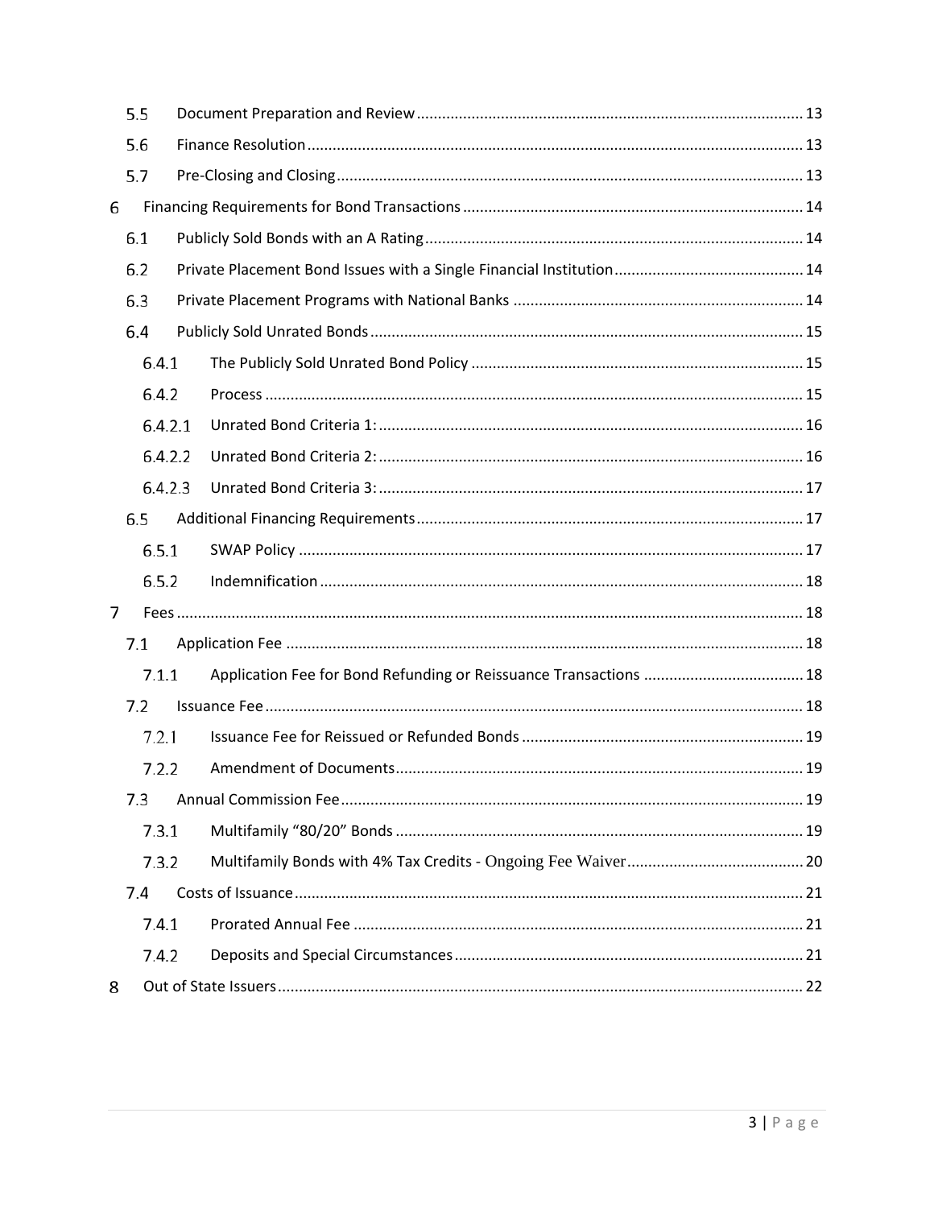- 5.5 Document Preparation and Review ..... 13
- 5.6 Finance Resolution ..... 13
- 5.7 Pre-Closing and Closing ..... 13
- 6 Financing Requirements for Bond Transactions ..... 14
  - 6.1 Publicly Sold Bonds with an A Rating ..... 14
  - 6.2 Private Placement Bond Issues with a Single Financial Institution ..... 14
  - 6.3 Private Placement Programs with National Banks ..... 14
  - 6.4 Publicly Sold Unrated Bonds ..... 15
    - 6.4.1 The Publicly Sold Unrated Bond Policy ..... 15
    - 6.4.2 Process ..... 15
    - 6.4.2.1 Unrated Bond Criteria 1: ..... 16
    - 6.4.2.2 Unrated Bond Criteria 2: ..... 16
    - 6.4.2.3 Unrated Bond Criteria 3: ..... 17
  - 6.5 Additional Financing Requirements ..... 17
    - 6.5.1 SWAP Policy ..... 17
    - 6.5.2 Indemnification ..... 18
- 7 Fees ..... 18
  - 7.1 Application Fee ..... 18
    - 7.1.1 Application Fee for Bond Refunding or Reissuance Transactions ..... 18
  - 7.2 Issuance Fee ..... 18
    - 7.2.1 Issuance Fee for Reissued or Refunded Bonds ..... 19
    - 7.2.2 Amendment of Documents ..... 19
  - 7.3 Annual Commission Fee ..... 19
    - 7.3.1 Multifamily "80/20" Bonds ..... 19
    - 7.3.2 Multifamily Bonds with 4% Tax Credits - Ongoing Fee Waiver ..... 20
  - 7.4 Costs of Issuance ..... 21
    - 7.4.1 Prorated Annual Fee ..... 21
    - 7.4.2 Deposits and Special Circumstances ..... 21
- 8 Out of State Issuers ..... 22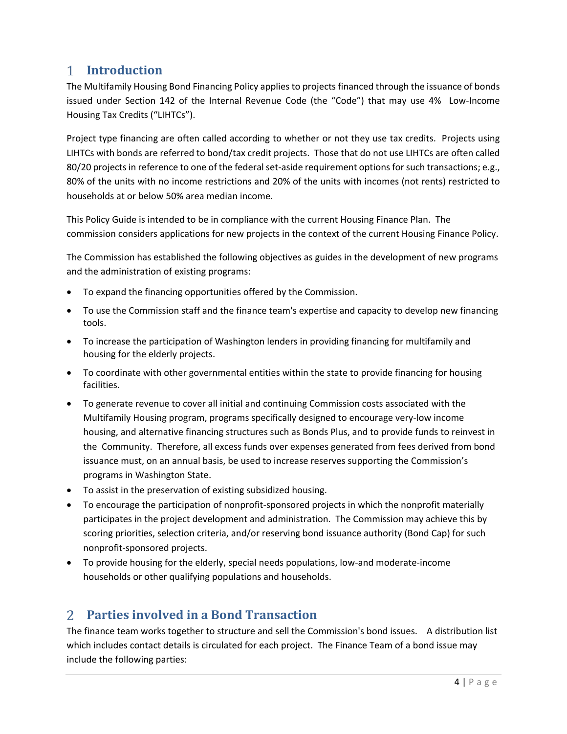# 1 Introduction

The Multifamily Housing Bond Financing Policy applies to projects financed through the issuance of bonds issued under Section 142 of the Internal Revenue Code (the "Code") that may use 4% Low-Income Housing Tax Credits ("LIHTCs").

Project type financing are often called according to whether or not they use tax credits. Projects using LIHTCs with bonds are referred to bond/tax credit projects. Those that do not use LIHTCs are often called 80/20 projects in reference to one of the federal set-aside requirement options for such transactions; e.g., 80% of the units with no income restrictions and 20% of the units with incomes (not rents) restricted to households at or below 50% area median income.

This Policy Guide is intended to be in compliance with the current Housing Finance Plan. The commission considers applications for new projects in the context of the current Housing Finance Policy.

The Commission has established the following objectives as guides in the development of new programs and the administration of existing programs:

- To expand the financing opportunities offered by the Commission.
- To use the Commission staff and the finance team's expertise and capacity to develop new financing tools.
- To increase the participation of Washington lenders in providing financing for multifamily and housing for the elderly projects.
- To coordinate with other governmental entities within the state to provide financing for housing facilities.
- To generate revenue to cover all initial and continuing Commission costs associated with the Multifamily Housing program, programs specifically designed to encourage very-low income housing, and alternative financing structures such as Bonds Plus, and to provide funds to reinvest in the Community. Therefore, all excess funds over expenses generated from fees derived from bond issuance must, on an annual basis, be used to increase reserves supporting the Commission's programs in Washington State.
- To assist in the preservation of existing subsidized housing.
- To encourage the participation of nonprofit-sponsored projects in which the nonprofit materially participates in the project development and administration. The Commission may achieve this by scoring priorities, selection criteria, and/or reserving bond issuance authority (Bond Cap) for such nonprofit-sponsored projects.
- To provide housing for the elderly, special needs populations, low-and moderate-income households or other qualifying populations and households.

# 2 Parties involved in a Bond Transaction

The finance team works together to structure and sell the Commission's bond issues. A distribution list which includes contact details is circulated for each project. The Finance Team of a bond issue may include the following parties: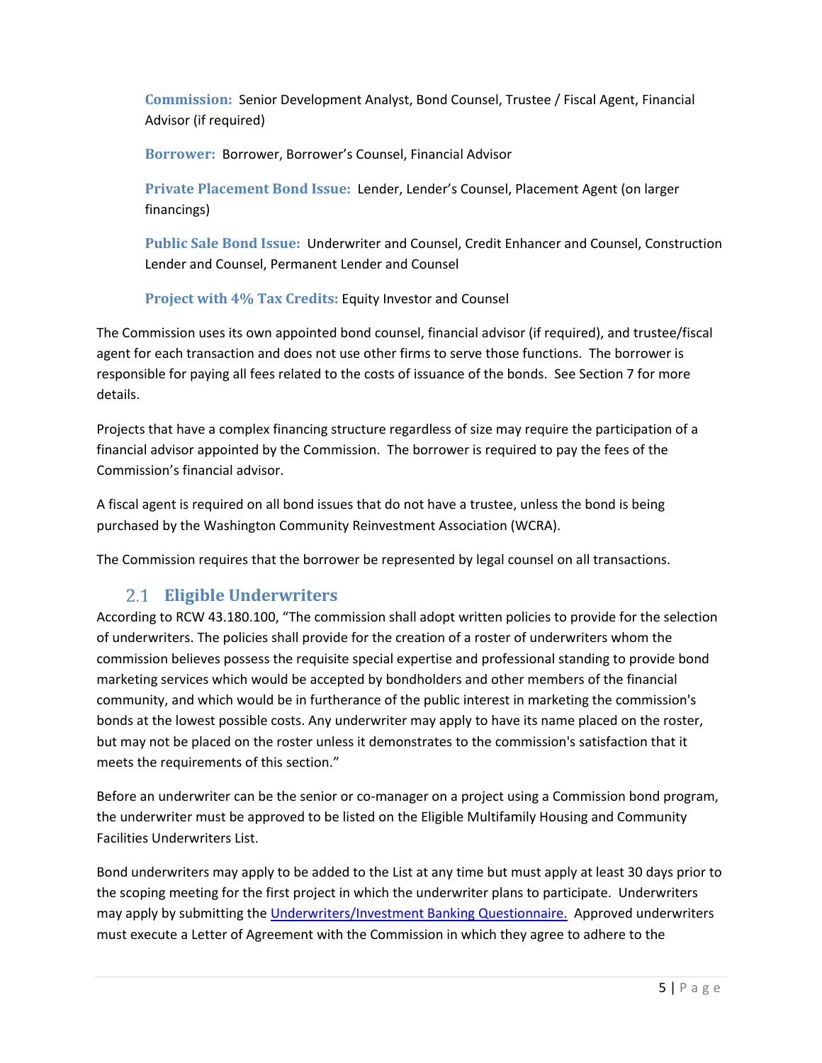**Commission:** Senior Development Analyst, Bond Counsel, Trustee / Fiscal Agent, Financial Advisor (if required)

**Borrower:** Borrower, Borrower's Counsel, Financial Advisor

**Private Placement Bond Issue:** Lender, Lender's Counsel, Placement Agent (on larger financings)

**Public Sale Bond Issue:** Underwriter and Counsel, Credit Enhancer and Counsel, Construction Lender and Counsel, Permanent Lender and Counsel

**Project with 4% Tax Credits:** Equity Investor and Counsel

The Commission uses its own appointed bond counsel, financial advisor (if required), and trustee/fiscal agent for each transaction and does not use other firms to serve those functions. The borrower is responsible for paying all fees related to the costs of issuance of the bonds. See Section 7 for more details.

Projects that have a complex financing structure regardless of size may require the participation of a financial advisor appointed by the Commission. The borrower is required to pay the fees of the Commission's financial advisor.

A fiscal agent is required on all bond issues that do not have a trustee, unless the bond is being purchased by the Washington Community Reinvestment Association (WCRA).

The Commission requires that the borrower be represented by legal counsel on all transactions.

## 2.1 Eligible Underwriters

According to RCW 43.180.100, "The commission shall adopt written policies to provide for the selection of underwriters. The policies shall provide for the creation of a roster of underwriters whom the commission believes possess the requisite special expertise and professional standing to provide bond marketing services which would be accepted by bondholders and other members of the financial community, and which would be in furtherance of the public interest in marketing the commission's bonds at the lowest possible costs. Any underwriter may apply to have its name placed on the roster, but may not be placed on the roster unless it demonstrates to the commission's satisfaction that it meets the requirements of this section."

Before an underwriter can be the senior or co-manager on a project using a Commission bond program, the underwriter must be approved to be listed on the Eligible Multifamily Housing and Community Facilities Underwriters List.

Bond underwriters may apply to be added to the List at any time but must apply at least 30 days prior to the scoping meeting for the first project in which the underwriter plans to participate. Underwriters may apply by submitting the Underwriters/Investment Banking Questionnaire. Approved underwriters must execute a Letter of Agreement with the Commission in which they agree to adhere to the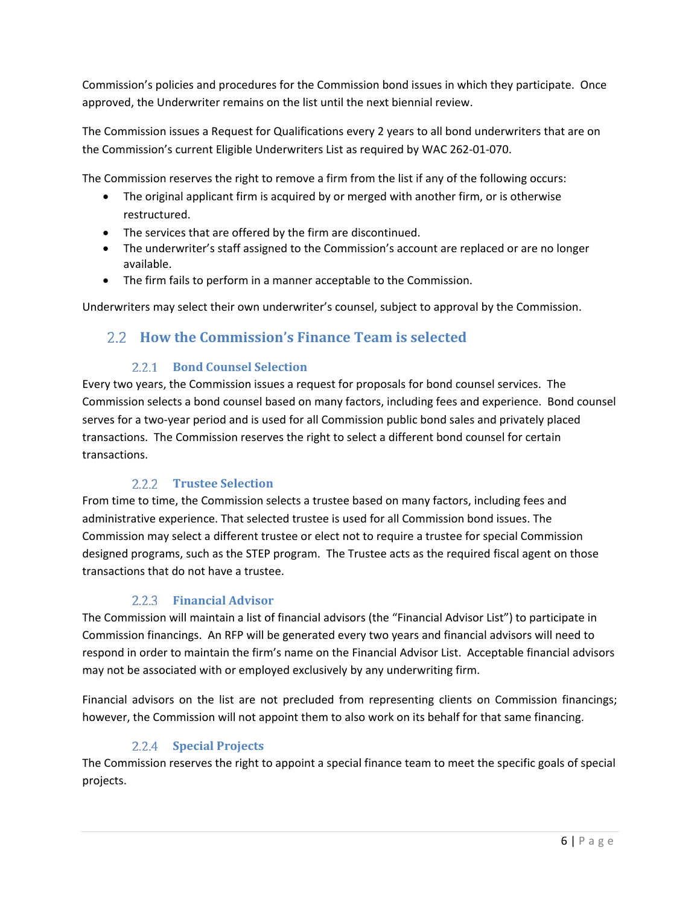Commission's policies and procedures for the Commission bond issues in which they participate. Once approved, the Underwriter remains on the list until the next biennial review.

The Commission issues a Request for Qualifications every 2 years to all bond underwriters that are on the Commission's current Eligible Underwriters List as required by WAC 262-01-070.

The Commission reserves the right to remove a firm from the list if any of the following occurs:

- The original applicant firm is acquired by or merged with another firm, or is otherwise restructured.
- The services that are offered by the firm are discontinued.
- The underwriter's staff assigned to the Commission's account are replaced or are no longer available.
- The firm fails to perform in a manner acceptable to the Commission.

Underwriters may select their own underwriter's counsel, subject to approval by the Commission.

## 2.2 How the Commission's Finance Team is selected

### 2.2.1 Bond Counsel Selection

Every two years, the Commission issues a request for proposals for bond counsel services. The Commission selects a bond counsel based on many factors, including fees and experience. Bond counsel serves for a two-year period and is used for all Commission public bond sales and privately placed transactions. The Commission reserves the right to select a different bond counsel for certain transactions.

### 2.2.2 Trustee Selection

From time to time, the Commission selects a trustee based on many factors, including fees and administrative experience. That selected trustee is used for all Commission bond issues. The Commission may select a different trustee or elect not to require a trustee for special Commission designed programs, such as the STEP program. The Trustee acts as the required fiscal agent on those transactions that do not have a trustee.

### 2.2.3 Financial Advisor

The Commission will maintain a list of financial advisors (the "Financial Advisor List") to participate in Commission financings. An RFP will be generated every two years and financial advisors will need to respond in order to maintain the firm's name on the Financial Advisor List. Acceptable financial advisors may not be associated with or employed exclusively by any underwriting firm.

Financial advisors on the list are not precluded from representing clients on Commission financings; however, the Commission will not appoint them to also work on its behalf for that same financing.

### 2.2.4 Special Projects

The Commission reserves the right to appoint a special finance team to meet the specific goals of special projects.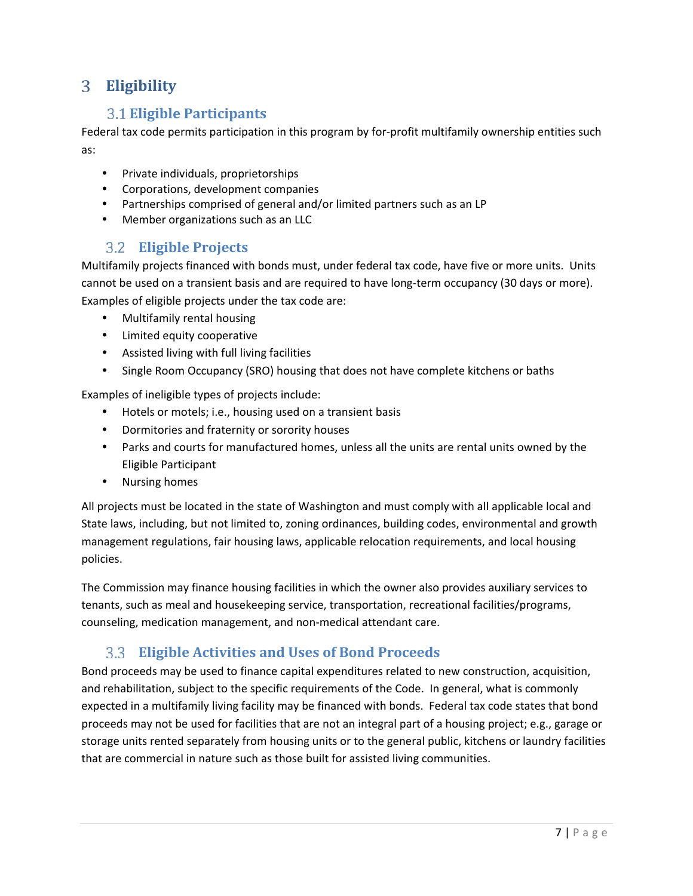# 3 Eligibility

## 3.1 Eligible Participants

Federal tax code permits participation in this program by for-profit multifamily ownership entities such as:

- Private individuals, proprietorships
- Corporations, development companies
- Partnerships comprised of general and/or limited partners such as an LP
- Member organizations such as an LLC

## 3.2 Eligible Projects

Multifamily projects financed with bonds must, under federal tax code, have five or more units. Units cannot be used on a transient basis and are required to have long-term occupancy (30 days or more). Examples of eligible projects under the tax code are:

- Multifamily rental housing
- Limited equity cooperative
- Assisted living with full living facilities
- Single Room Occupancy (SRO) housing that does not have complete kitchens or baths

Examples of ineligible types of projects include:

- Hotels or motels; i.e., housing used on a transient basis
- Dormitories and fraternity or sorority houses
- Parks and courts for manufactured homes, unless all the units are rental units owned by the Eligible Participant
- Nursing homes

All projects must be located in the state of Washington and must comply with all applicable local and State laws, including, but not limited to, zoning ordinances, building codes, environmental and growth management regulations, fair housing laws, applicable relocation requirements, and local housing policies.

The Commission may finance housing facilities in which the owner also provides auxiliary services to tenants, such as meal and housekeeping service, transportation, recreational facilities/programs, counseling, medication management, and non-medical attendant care.

## 3.3 Eligible Activities and Uses of Bond Proceeds

Bond proceeds may be used to finance capital expenditures related to new construction, acquisition, and rehabilitation, subject to the specific requirements of the Code. In general, what is commonly expected in a multifamily living facility may be financed with bonds. Federal tax code states that bond proceeds may not be used for facilities that are not an integral part of a housing project; e.g., garage or storage units rented separately from housing units or to the general public, kitchens or laundry facilities that are commercial in nature such as those built for assisted living communities.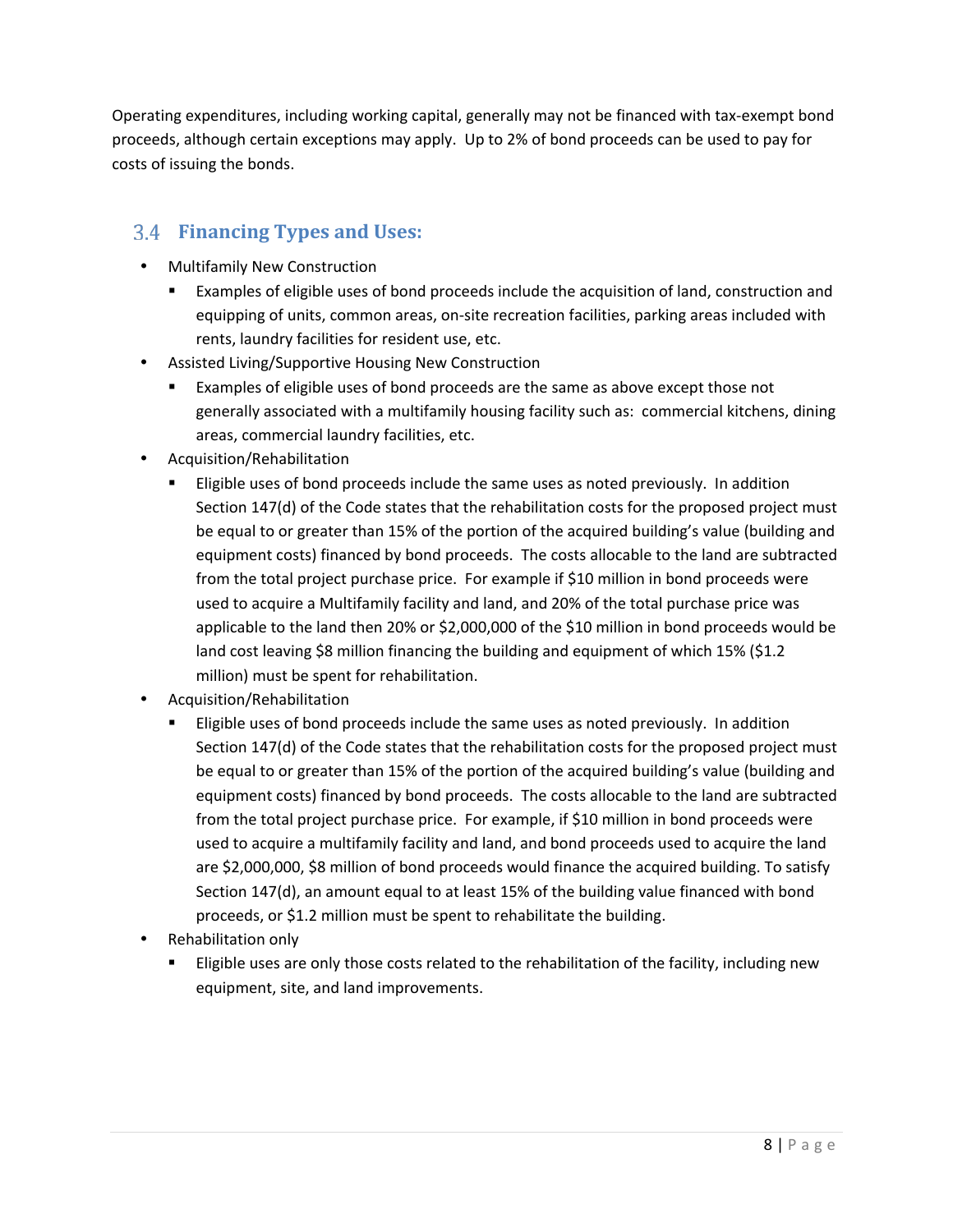Operating expenditures, including working capital, generally may not be financed with tax-exempt bond proceeds, although certain exceptions may apply. Up to 2% of bond proceeds can be used to pay for costs of issuing the bonds.

## 3.4 Financing Types and Uses:

- Multifamily New Construction
  - Examples of eligible uses of bond proceeds include the acquisition of land, construction and equipping of units, common areas, on-site recreation facilities, parking areas included with rents, laundry facilities for resident use, etc.
- Assisted Living/Supportive Housing New Construction
  - Examples of eligible uses of bond proceeds are the same as above except those not generally associated with a multifamily housing facility such as: commercial kitchens, dining areas, commercial laundry facilities, etc.
- Acquisition/Rehabilitation
  - Eligible uses of bond proceeds include the same uses as noted previously. In addition Section 147(d) of the Code states that the rehabilitation costs for the proposed project must be equal to or greater than 15% of the portion of the acquired building's value (building and equipment costs) financed by bond proceeds. The costs allocable to the land are subtracted from the total project purchase price. For example if $10 million in bond proceeds were used to acquire a Multifamily facility and land, and 20% of the total purchase price was applicable to the land then 20% or $2,000,000 of the $10 million in bond proceeds would be land cost leaving $8 million financing the building and equipment of which 15% ($1.2 million) must be spent for rehabilitation.
- Acquisition/Rehabilitation
  - Eligible uses of bond proceeds include the same uses as noted previously. In addition Section 147(d) of the Code states that the rehabilitation costs for the proposed project must be equal to or greater than 15% of the portion of the acquired building's value (building and equipment costs) financed by bond proceeds. The costs allocable to the land are subtracted from the total project purchase price. For example, if $10 million in bond proceeds were used to acquire a multifamily facility and land, and bond proceeds used to acquire the land are $2,000,000, $8 million of bond proceeds would finance the acquired building. To satisfy Section 147(d), an amount equal to at least 15% of the building value financed with bond proceeds, or $1.2 million must be spent to rehabilitate the building.
- Rehabilitation only
  - Eligible uses are only those costs related to the rehabilitation of the facility, including new equipment, site, and land improvements.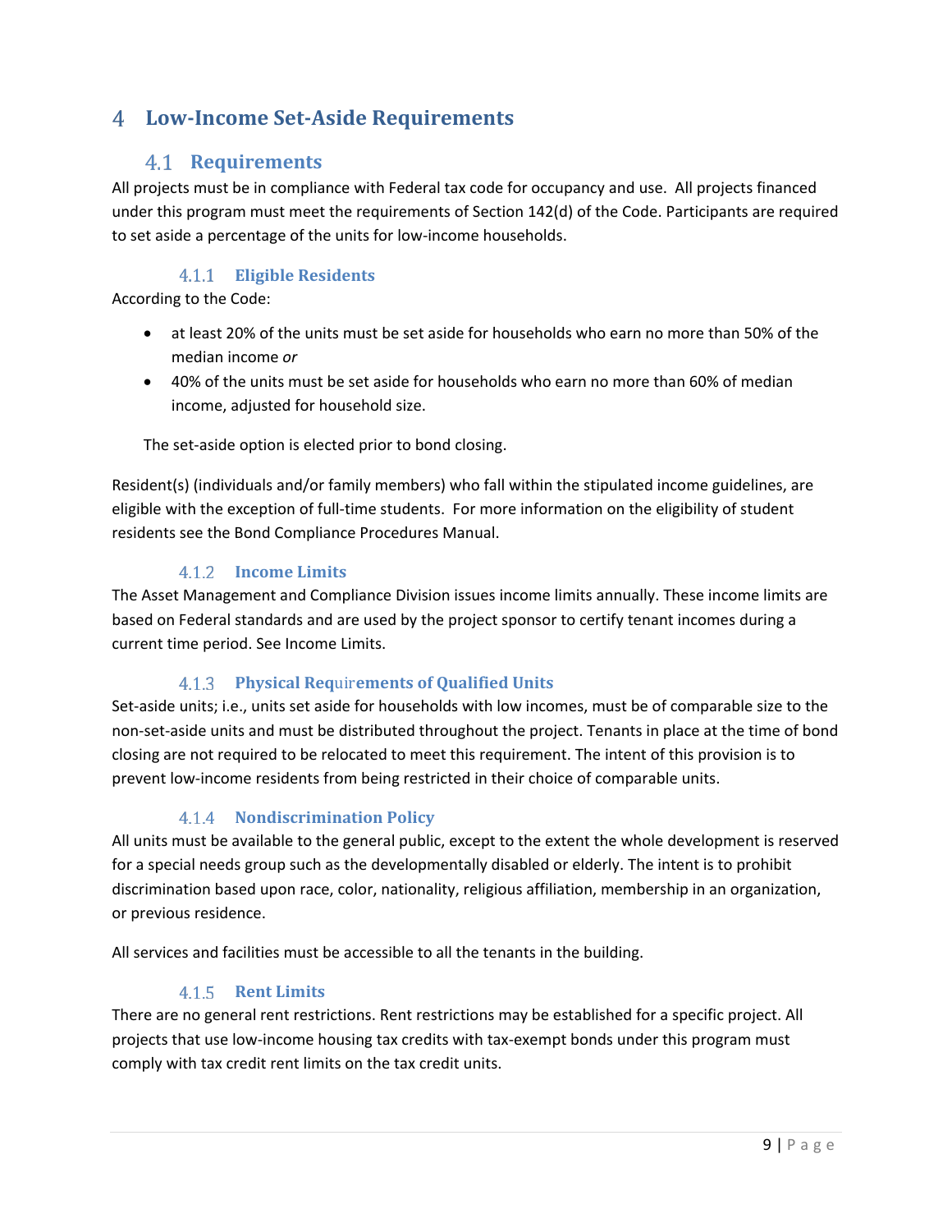# 4 Low-Income Set-Aside Requirements

## 4.1 Requirements

All projects must be in compliance with Federal tax code for occupancy and use. All projects financed under this program must meet the requirements of Section 142(d) of the Code. Participants are required to set aside a percentage of the units for low-income households.

### 4.1.1 Eligible Residents

According to the Code:

- at least 20% of the units must be set aside for households who earn no more than 50% of the median income *or*
- 40% of the units must be set aside for households who earn no more than 60% of median income, adjusted for household size.

The set-aside option is elected prior to bond closing.

Resident(s) (individuals and/or family members) who fall within the stipulated income guidelines, are eligible with the exception of full-time students. For more information on the eligibility of student residents see the Bond Compliance Procedures Manual.

### 4.1.2 Income Limits

The Asset Management and Compliance Division issues income limits annually. These income limits are based on Federal standards and are used by the project sponsor to certify tenant incomes during a current time period. See Income Limits.

### 4.1.3 Physical Requirements of Qualified Units

Set-aside units; i.e., units set aside for households with low incomes, must be of comparable size to the non-set-aside units and must be distributed throughout the project. Tenants in place at the time of bond closing are not required to be relocated to meet this requirement. The intent of this provision is to prevent low-income residents from being restricted in their choice of comparable units.

### 4.1.4 Nondiscrimination Policy

All units must be available to the general public, except to the extent the whole development is reserved for a special needs group such as the developmentally disabled or elderly. The intent is to prohibit discrimination based upon race, color, nationality, religious affiliation, membership in an organization, or previous residence.

All services and facilities must be accessible to all the tenants in the building.

### 4.1.5 Rent Limits

There are no general rent restrictions. Rent restrictions may be established for a specific project. All projects that use low-income housing tax credits with tax-exempt bonds under this program must comply with tax credit rent limits on the tax credit units.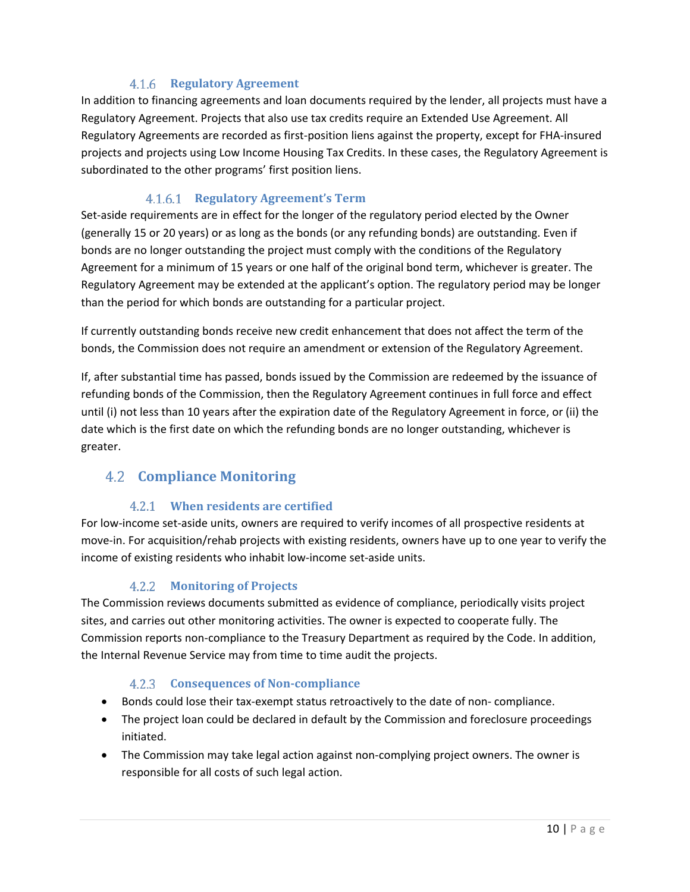#### 4.1.6 Regulatory Agreement

In addition to financing agreements and loan documents required by the lender, all projects must have a Regulatory Agreement. Projects that also use tax credits require an Extended Use Agreement. All Regulatory Agreements are recorded as first-position liens against the property, except for FHA-insured projects and projects using Low Income Housing Tax Credits. In these cases, the Regulatory Agreement is subordinated to the other programs' first position liens.

##### 4.1.6.1 Regulatory Agreement's Term

Set-aside requirements are in effect for the longer of the regulatory period elected by the Owner (generally 15 or 20 years) or as long as the bonds (or any refunding bonds) are outstanding. Even if bonds are no longer outstanding the project must comply with the conditions of the Regulatory Agreement for a minimum of 15 years or one half of the original bond term, whichever is greater. The Regulatory Agreement may be extended at the applicant's option. The regulatory period may be longer than the period for which bonds are outstanding for a particular project.

If currently outstanding bonds receive new credit enhancement that does not affect the term of the bonds, the Commission does not require an amendment or extension of the Regulatory Agreement.

If, after substantial time has passed, bonds issued by the Commission are redeemed by the issuance of refunding bonds of the Commission, then the Regulatory Agreement continues in full force and effect until (i) not less than 10 years after the expiration date of the Regulatory Agreement in force, or (ii) the date which is the first date on which the refunding bonds are no longer outstanding, whichever is greater.

### 4.2 Compliance Monitoring

#### 4.2.1 When residents are certified

For low-income set-aside units, owners are required to verify incomes of all prospective residents at move-in. For acquisition/rehab projects with existing residents, owners have up to one year to verify the income of existing residents who inhabit low-income set-aside units.

#### 4.2.2 Monitoring of Projects

The Commission reviews documents submitted as evidence of compliance, periodically visits project sites, and carries out other monitoring activities. The owner is expected to cooperate fully. The Commission reports non-compliance to the Treasury Department as required by the Code. In addition, the Internal Revenue Service may from time to time audit the projects.

#### 4.2.3 Consequences of Non-compliance

- Bonds could lose their tax-exempt status retroactively to the date of non- compliance.
- The project loan could be declared in default by the Commission and foreclosure proceedings initiated.
- The Commission may take legal action against non-complying project owners. The owner is responsible for all costs of such legal action.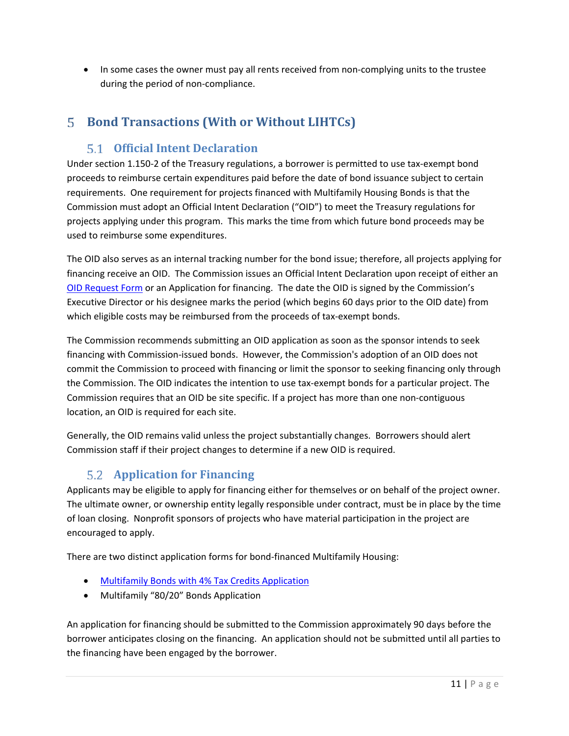- In some cases the owner must pay all rents received from non-complying units to the trustee during the period of non-compliance.

# 5 Bond Transactions (With or Without LIHTCs)

## 5.1 Official Intent Declaration

Under section 1.150-2 of the Treasury regulations, a borrower is permitted to use tax-exempt bond proceeds to reimburse certain expenditures paid before the date of bond issuance subject to certain requirements. One requirement for projects financed with Multifamily Housing Bonds is that the Commission must adopt an Official Intent Declaration ("OID") to meet the Treasury regulations for projects applying under this program. This marks the time from which future bond proceeds may be used to reimburse some expenditures.

The OID also serves as an internal tracking number for the bond issue; therefore, all projects applying for financing receive an OID. The Commission issues an Official Intent Declaration upon receipt of either an OID Request Form or an Application for financing. The date the OID is signed by the Commission's Executive Director or his designee marks the period (which begins 60 days prior to the OID date) from which eligible costs may be reimbursed from the proceeds of tax-exempt bonds.

The Commission recommends submitting an OID application as soon as the sponsor intends to seek financing with Commission-issued bonds. However, the Commission's adoption of an OID does not commit the Commission to proceed with financing or limit the sponsor to seeking financing only through the Commission. The OID indicates the intention to use tax-exempt bonds for a particular project. The Commission requires that an OID be site specific. If a project has more than one non-contiguous location, an OID is required for each site.

Generally, the OID remains valid unless the project substantially changes. Borrowers should alert Commission staff if their project changes to determine if a new OID is required.

## 5.2 Application for Financing

Applicants may be eligible to apply for financing either for themselves or on behalf of the project owner. The ultimate owner, or ownership entity legally responsible under contract, must be in place by the time of loan closing. Nonprofit sponsors of projects who have material participation in the project are encouraged to apply.

There are two distinct application forms for bond-financed Multifamily Housing:

- Multifamily Bonds with 4% Tax Credits Application
- Multifamily "80/20" Bonds Application

An application for financing should be submitted to the Commission approximately 90 days before the borrower anticipates closing on the financing. An application should not be submitted until all parties to the financing have been engaged by the borrower.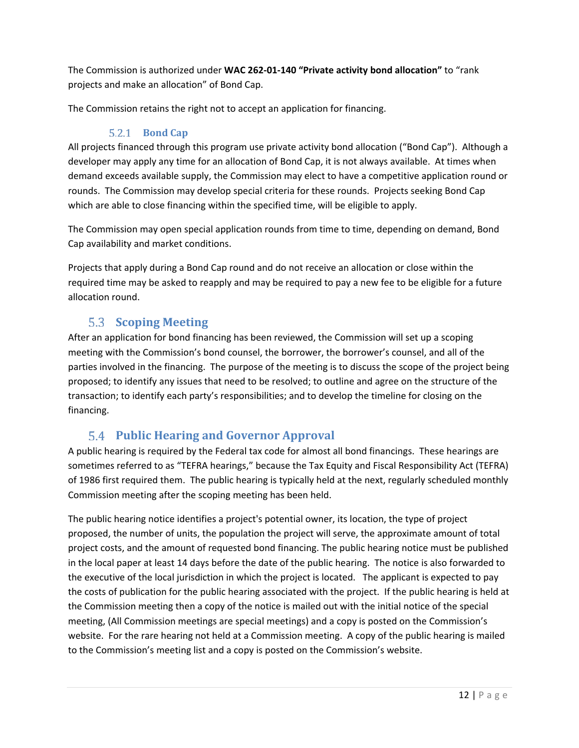The Commission is authorized under **WAC 262-01-140 "Private activity bond allocation"** to "rank projects and make an allocation" of Bond Cap.

The Commission retains the right not to accept an application for financing.

#### 5.2.1 Bond Cap

All projects financed through this program use private activity bond allocation ("Bond Cap"). Although a developer may apply any time for an allocation of Bond Cap, it is not always available. At times when demand exceeds available supply, the Commission may elect to have a competitive application round or rounds. The Commission may develop special criteria for these rounds. Projects seeking Bond Cap which are able to close financing within the specified time, will be eligible to apply.

The Commission may open special application rounds from time to time, depending on demand, Bond Cap availability and market conditions.

Projects that apply during a Bond Cap round and do not receive an allocation or close within the required time may be asked to reapply and may be required to pay a new fee to be eligible for a future allocation round.

### 5.3 Scoping Meeting

After an application for bond financing has been reviewed, the Commission will set up a scoping meeting with the Commission's bond counsel, the borrower, the borrower's counsel, and all of the parties involved in the financing. The purpose of the meeting is to discuss the scope of the project being proposed; to identify any issues that need to be resolved; to outline and agree on the structure of the transaction; to identify each party's responsibilities; and to develop the timeline for closing on the financing.

### 5.4 Public Hearing and Governor Approval

A public hearing is required by the Federal tax code for almost all bond financings. These hearings are sometimes referred to as "TEFRA hearings," because the Tax Equity and Fiscal Responsibility Act (TEFRA) of 1986 first required them. The public hearing is typically held at the next, regularly scheduled monthly Commission meeting after the scoping meeting has been held.

The public hearing notice identifies a project's potential owner, its location, the type of project proposed, the number of units, the population the project will serve, the approximate amount of total project costs, and the amount of requested bond financing. The public hearing notice must be published in the local paper at least 14 days before the date of the public hearing. The notice is also forwarded to the executive of the local jurisdiction in which the project is located. The applicant is expected to pay the costs of publication for the public hearing associated with the project. If the public hearing is held at the Commission meeting then a copy of the notice is mailed out with the initial notice of the special meeting, (All Commission meetings are special meetings) and a copy is posted on the Commission's website. For the rare hearing not held at a Commission meeting. A copy of the public hearing is mailed to the Commission's meeting list and a copy is posted on the Commission's website.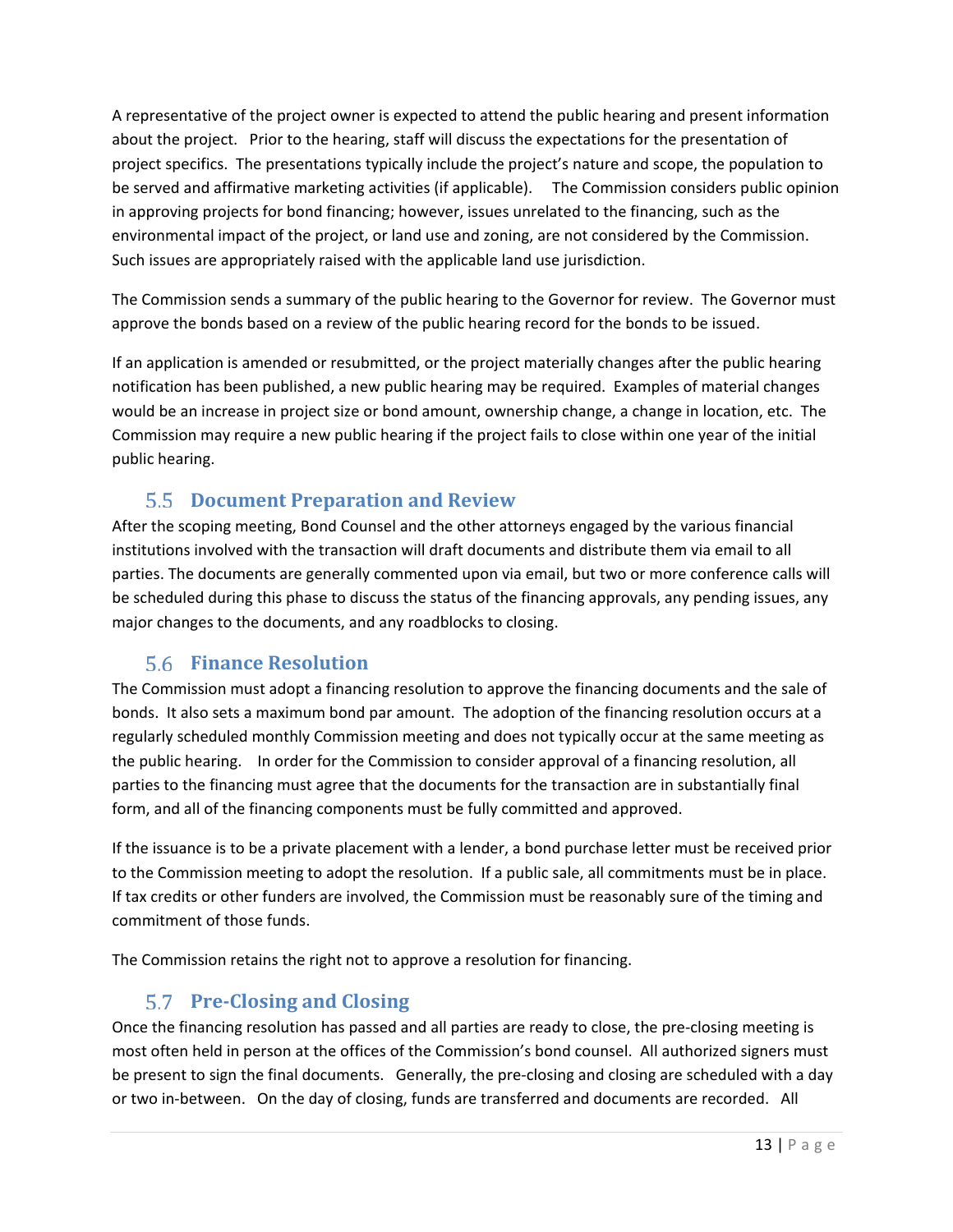A representative of the project owner is expected to attend the public hearing and present information about the project. Prior to the hearing, staff will discuss the expectations for the presentation of project specifics. The presentations typically include the project's nature and scope, the population to be served and affirmative marketing activities (if applicable). The Commission considers public opinion in approving projects for bond financing; however, issues unrelated to the financing, such as the environmental impact of the project, or land use and zoning, are not considered by the Commission. Such issues are appropriately raised with the applicable land use jurisdiction.

The Commission sends a summary of the public hearing to the Governor for review. The Governor must approve the bonds based on a review of the public hearing record for the bonds to be issued.

If an application is amended or resubmitted, or the project materially changes after the public hearing notification has been published, a new public hearing may be required. Examples of material changes would be an increase in project size or bond amount, ownership change, a change in location, etc. The Commission may require a new public hearing if the project fails to close within one year of the initial public hearing.

## 5.5 Document Preparation and Review

After the scoping meeting, Bond Counsel and the other attorneys engaged by the various financial institutions involved with the transaction will draft documents and distribute them via email to all parties. The documents are generally commented upon via email, but two or more conference calls will be scheduled during this phase to discuss the status of the financing approvals, any pending issues, any major changes to the documents, and any roadblocks to closing.

## 5.6 Finance Resolution

The Commission must adopt a financing resolution to approve the financing documents and the sale of bonds. It also sets a maximum bond par amount. The adoption of the financing resolution occurs at a regularly scheduled monthly Commission meeting and does not typically occur at the same meeting as the public hearing. In order for the Commission to consider approval of a financing resolution, all parties to the financing must agree that the documents for the transaction are in substantially final form, and all of the financing components must be fully committed and approved.

If the issuance is to be a private placement with a lender, a bond purchase letter must be received prior to the Commission meeting to adopt the resolution. If a public sale, all commitments must be in place. If tax credits or other funders are involved, the Commission must be reasonably sure of the timing and commitment of those funds.

The Commission retains the right not to approve a resolution for financing.

## 5.7 Pre-Closing and Closing

Once the financing resolution has passed and all parties are ready to close, the pre-closing meeting is most often held in person at the offices of the Commission's bond counsel. All authorized signers must be present to sign the final documents. Generally, the pre-closing and closing are scheduled with a day or two in-between. On the day of closing, funds are transferred and documents are recorded. All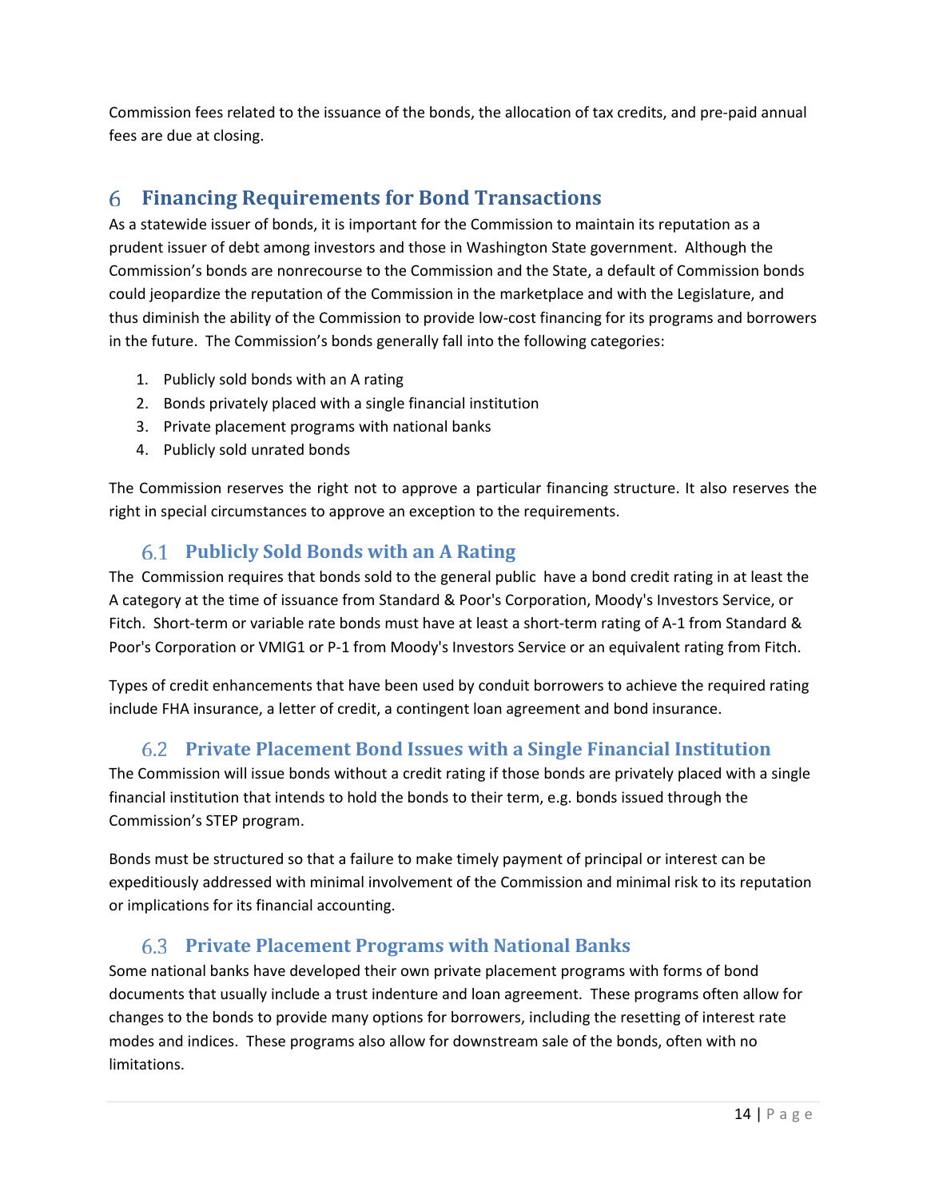Commission fees related to the issuance of the bonds, the allocation of tax credits, and pre-paid annual fees are due at closing.

# 6 Financing Requirements for Bond Transactions

As a statewide issuer of bonds, it is important for the Commission to maintain its reputation as a prudent issuer of debt among investors and those in Washington State government. Although the Commission's bonds are nonrecourse to the Commission and the State, a default of Commission bonds could jeopardize the reputation of the Commission in the marketplace and with the Legislature, and thus diminish the ability of the Commission to provide low-cost financing for its programs and borrowers in the future. The Commission's bonds generally fall into the following categories:

1. Publicly sold bonds with an A rating
2. Bonds privately placed with a single financial institution
3. Private placement programs with national banks
4. Publicly sold unrated bonds

The Commission reserves the right not to approve a particular financing structure. It also reserves the right in special circumstances to approve an exception to the requirements.

## 6.1 Publicly Sold Bonds with an A Rating

The Commission requires that bonds sold to the general public have a bond credit rating in at least the A category at the time of issuance from Standard & Poor's Corporation, Moody's Investors Service, or Fitch. Short-term or variable rate bonds must have at least a short-term rating of A-1 from Standard & Poor's Corporation or VMIG1 or P-1 from Moody's Investors Service or an equivalent rating from Fitch.

Types of credit enhancements that have been used by conduit borrowers to achieve the required rating include FHA insurance, a letter of credit, a contingent loan agreement and bond insurance.

## 6.2 Private Placement Bond Issues with a Single Financial Institution

The Commission will issue bonds without a credit rating if those bonds are privately placed with a single financial institution that intends to hold the bonds to their term, e.g. bonds issued through the Commission's STEP program.

Bonds must be structured so that a failure to make timely payment of principal or interest can be expeditiously addressed with minimal involvement of the Commission and minimal risk to its reputation or implications for its financial accounting.

## 6.3 Private Placement Programs with National Banks

Some national banks have developed their own private placement programs with forms of bond documents that usually include a trust indenture and loan agreement. These programs often allow for changes to the bonds to provide many options for borrowers, including the resetting of interest rate modes and indices. These programs also allow for downstream sale of the bonds, often with no limitations.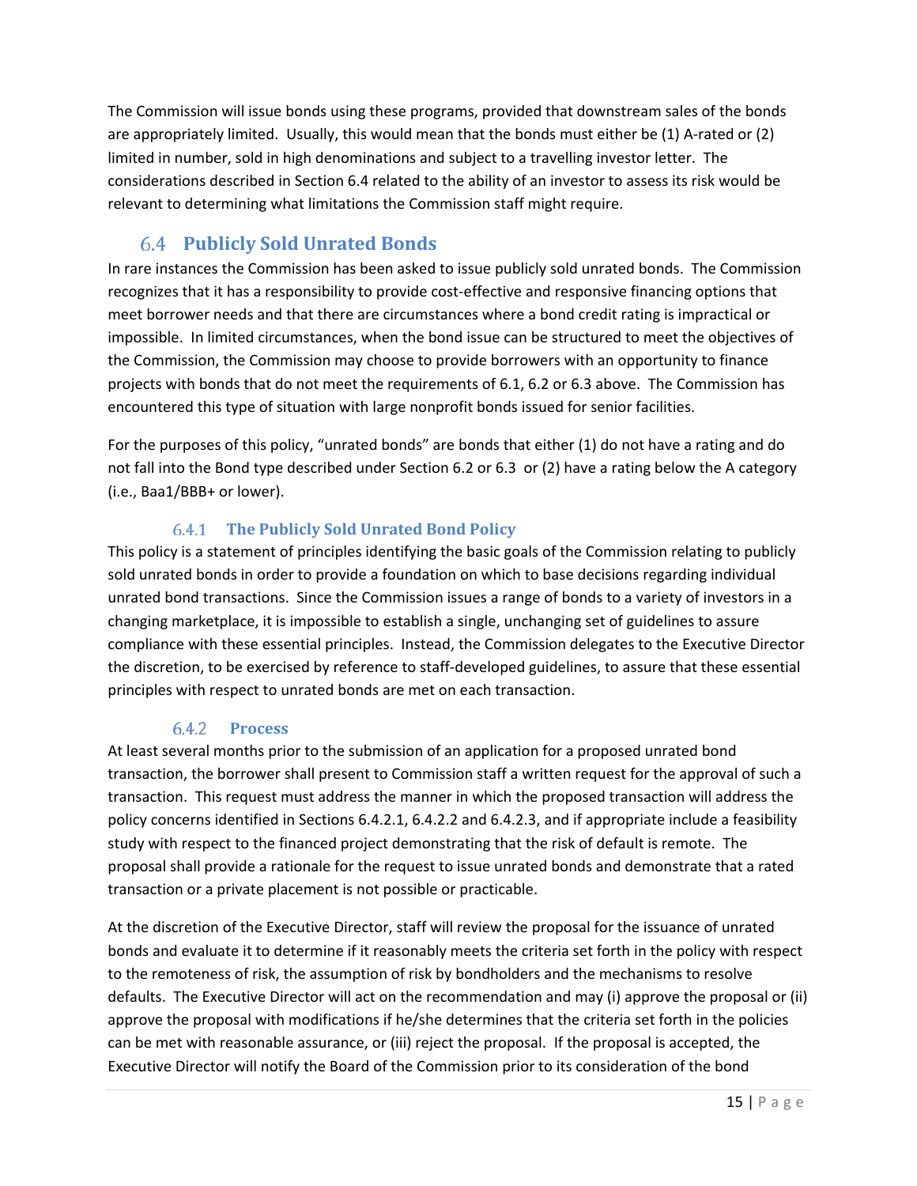The Commission will issue bonds using these programs, provided that downstream sales of the bonds are appropriately limited. Usually, this would mean that the bonds must either be (1) A-rated or (2) limited in number, sold in high denominations and subject to a travelling investor letter. The considerations described in Section 6.4 related to the ability of an investor to assess its risk would be relevant to determining what limitations the Commission staff might require.

## 6.4 Publicly Sold Unrated Bonds

In rare instances the Commission has been asked to issue publicly sold unrated bonds. The Commission recognizes that it has a responsibility to provide cost-effective and responsive financing options that meet borrower needs and that there are circumstances where a bond credit rating is impractical or impossible. In limited circumstances, when the bond issue can be structured to meet the objectives of the Commission, the Commission may choose to provide borrowers with an opportunity to finance projects with bonds that do not meet the requirements of 6.1, 6.2 or 6.3 above. The Commission has encountered this type of situation with large nonprofit bonds issued for senior facilities.

For the purposes of this policy, "unrated bonds" are bonds that either (1) do not have a rating and do not fall into the Bond type described under Section 6.2 or 6.3 or (2) have a rating below the A category (i.e., Baa1/BBB+ or lower).

### 6.4.1 The Publicly Sold Unrated Bond Policy

This policy is a statement of principles identifying the basic goals of the Commission relating to publicly sold unrated bonds in order to provide a foundation on which to base decisions regarding individual unrated bond transactions. Since the Commission issues a range of bonds to a variety of investors in a changing marketplace, it is impossible to establish a single, unchanging set of guidelines to assure compliance with these essential principles. Instead, the Commission delegates to the Executive Director the discretion, to be exercised by reference to staff-developed guidelines, to assure that these essential principles with respect to unrated bonds are met on each transaction.

### 6.4.2 Process

At least several months prior to the submission of an application for a proposed unrated bond transaction, the borrower shall present to Commission staff a written request for the approval of such a transaction. This request must address the manner in which the proposed transaction will address the policy concerns identified in Sections 6.4.2.1, 6.4.2.2 and 6.4.2.3, and if appropriate include a feasibility study with respect to the financed project demonstrating that the risk of default is remote. The proposal shall provide a rationale for the request to issue unrated bonds and demonstrate that a rated transaction or a private placement is not possible or practicable.

At the discretion of the Executive Director, staff will review the proposal for the issuance of unrated bonds and evaluate it to determine if it reasonably meets the criteria set forth in the policy with respect to the remoteness of risk, the assumption of risk by bondholders and the mechanisms to resolve defaults. The Executive Director will act on the recommendation and may (i) approve the proposal or (ii) approve the proposal with modifications if he/she determines that the criteria set forth in the policies can be met with reasonable assurance, or (iii) reject the proposal. If the proposal is accepted, the Executive Director will notify the Board of the Commission prior to its consideration of the bond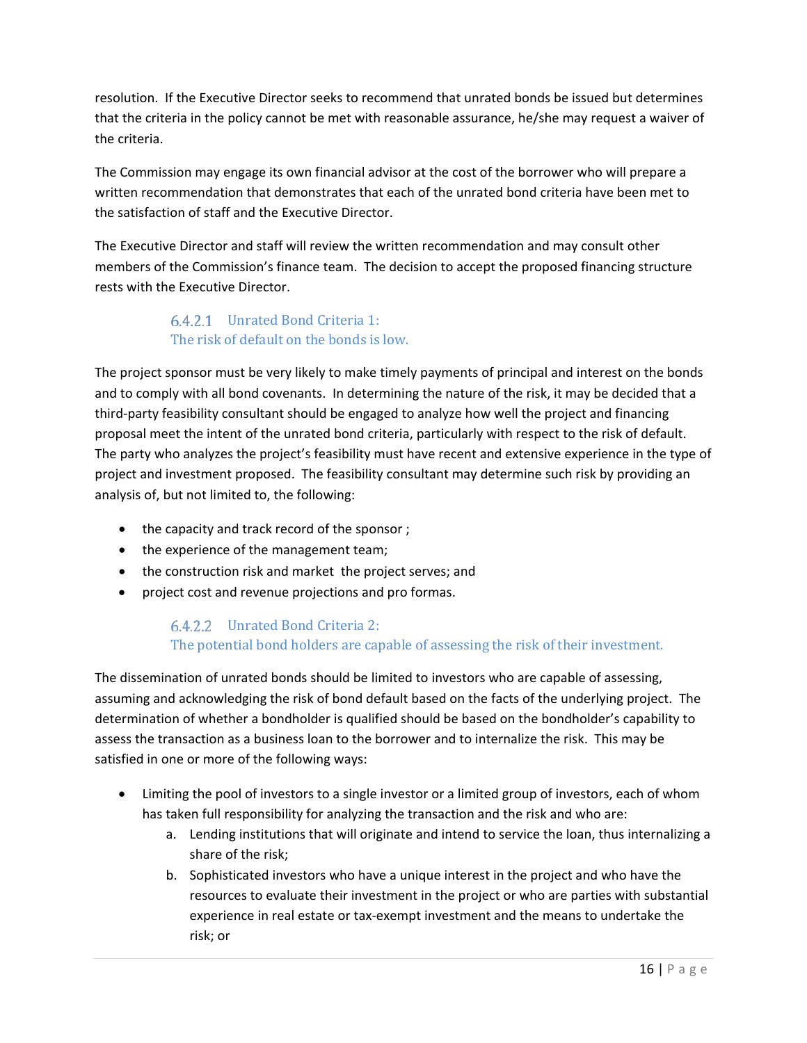resolution. If the Executive Director seeks to recommend that unrated bonds be issued but determines that the criteria in the policy cannot be met with reasonable assurance, he/she may request a waiver of the criteria.

The Commission may engage its own financial advisor at the cost of the borrower who will prepare a written recommendation that demonstrates that each of the unrated bond criteria have been met to the satisfaction of staff and the Executive Director.

The Executive Director and staff will review the written recommendation and may consult other members of the Commission's finance team. The decision to accept the proposed financing structure rests with the Executive Director.

#### 6.4.2.1 Unrated Bond Criteria 1: The risk of default on the bonds is low.

The project sponsor must be very likely to make timely payments of principal and interest on the bonds and to comply with all bond covenants. In determining the nature of the risk, it may be decided that a third-party feasibility consultant should be engaged to analyze how well the project and financing proposal meet the intent of the unrated bond criteria, particularly with respect to the risk of default. The party who analyzes the project's feasibility must have recent and extensive experience in the type of project and investment proposed. The feasibility consultant may determine such risk by providing an analysis of, but not limited to, the following:

- the capacity and track record of the sponsor ;
- the experience of the management team;
- the construction risk and market the project serves; and
- project cost and revenue projections and pro formas.

#### 6.4.2.2 Unrated Bond Criteria 2: The potential bond holders are capable of assessing the risk of their investment.

The dissemination of unrated bonds should be limited to investors who are capable of assessing, assuming and acknowledging the risk of bond default based on the facts of the underlying project. The determination of whether a bondholder is qualified should be based on the bondholder's capability to assess the transaction as a business loan to the borrower and to internalize the risk. This may be satisfied in one or more of the following ways:

- Limiting the pool of investors to a single investor or a limited group of investors, each of whom has taken full responsibility for analyzing the transaction and the risk and who are:
    a. Lending institutions that will originate and intend to service the loan, thus internalizing a share of the risk;
    b. Sophisticated investors who have a unique interest in the project and who have the resources to evaluate their investment in the project or who are parties with substantial experience in real estate or tax-exempt investment and the means to undertake the risk; or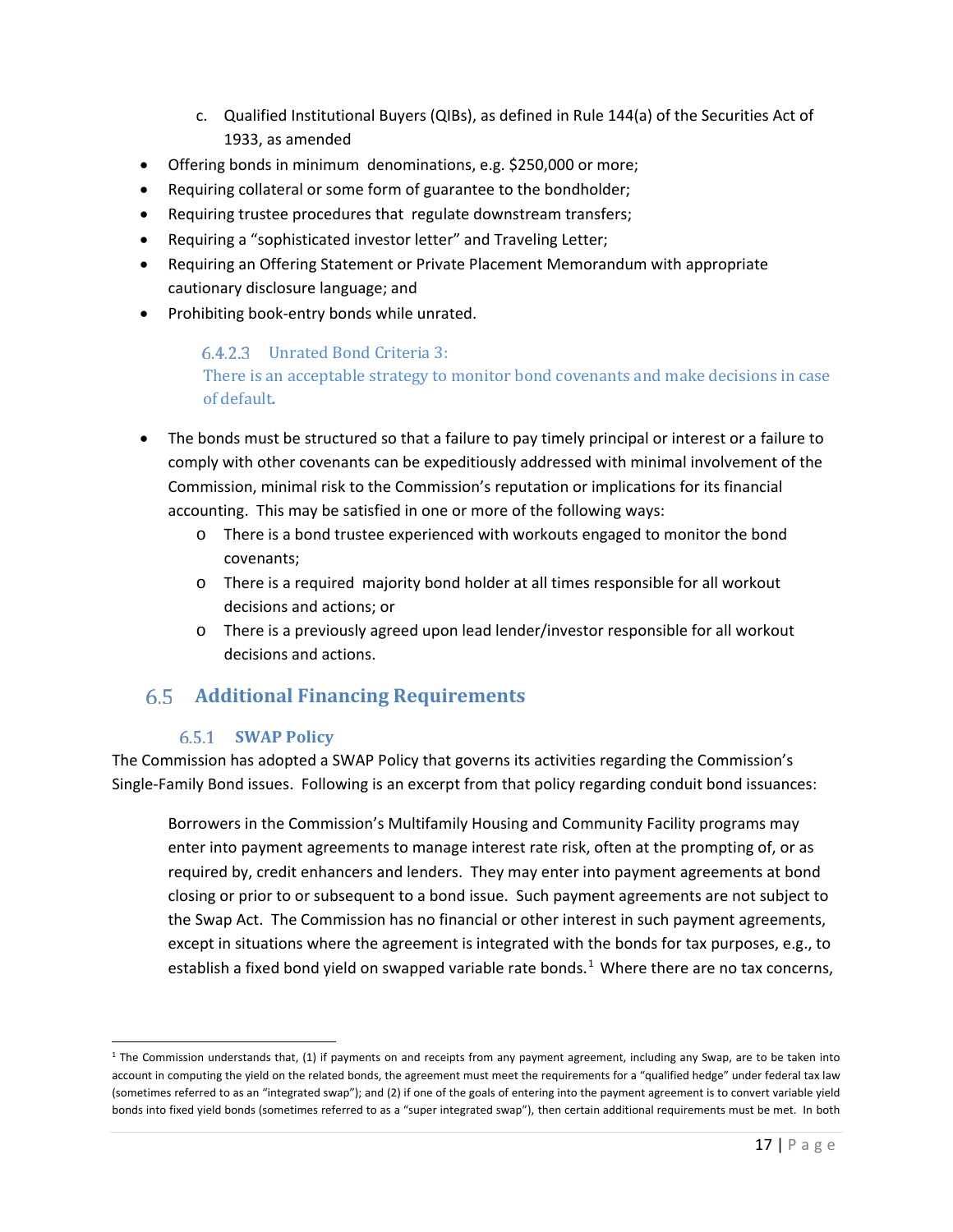c. Qualified Institutional Buyers (QIBs), as defined in Rule 144(a) of the Securities Act of 1933, as amended

- Offering bonds in minimum denominations, e.g. $250,000 or more;
- Requiring collateral or some form of guarantee to the bondholder;
- Requiring trustee procedures that regulate downstream transfers;
- Requiring a "sophisticated investor letter" and Traveling Letter;
- Requiring an Offering Statement or Private Placement Memorandum with appropriate cautionary disclosure language; and
- Prohibiting book-entry bonds while unrated.

#### 6.4.2.3 Unrated Bond Criteria 3: There is an acceptable strategy to monitor bond covenants and make decisions in case of default.

- The bonds must be structured so that a failure to pay timely principal or interest or a failure to comply with other covenants can be expeditiously addressed with minimal involvement of the Commission, minimal risk to the Commission's reputation or implications for its financial accounting. This may be satisfied in one or more of the following ways:
  - There is a bond trustee experienced with workouts engaged to monitor the bond covenants;
  - There is a required majority bond holder at all times responsible for all workout decisions and actions; or
  - There is a previously agreed upon lead lender/investor responsible for all workout decisions and actions.

## 6.5 Additional Financing Requirements

### 6.5.1 SWAP Policy

The Commission has adopted a SWAP Policy that governs its activities regarding the Commission's Single-Family Bond issues. Following is an excerpt from that policy regarding conduit bond issuances:

> Borrowers in the Commission's Multifamily Housing and Community Facility programs may enter into payment agreements to manage interest rate risk, often at the prompting of, or as required by, credit enhancers and lenders. They may enter into payment agreements at bond closing or prior to or subsequent to a bond issue. Such payment agreements are not subject to the Swap Act. The Commission has no financial or other interest in such payment agreements, except in situations where the agreement is integrated with the bonds for tax purposes, e.g., to establish a fixed bond yield on swapped variable rate bonds.[1] Where there are no tax concerns,

[1] The Commission understands that, (1) if payments on and receipts from any payment agreement, including any Swap, are to be taken into account in computing the yield on the related bonds, the agreement must meet the requirements for a "qualified hedge" under federal tax law (sometimes referred to as an "integrated swap"); and (2) if one of the goals of entering into the payment agreement is to convert variable yield bonds into fixed yield bonds (sometimes referred to as a "super integrated swap"), then certain additional requirements must be met. In both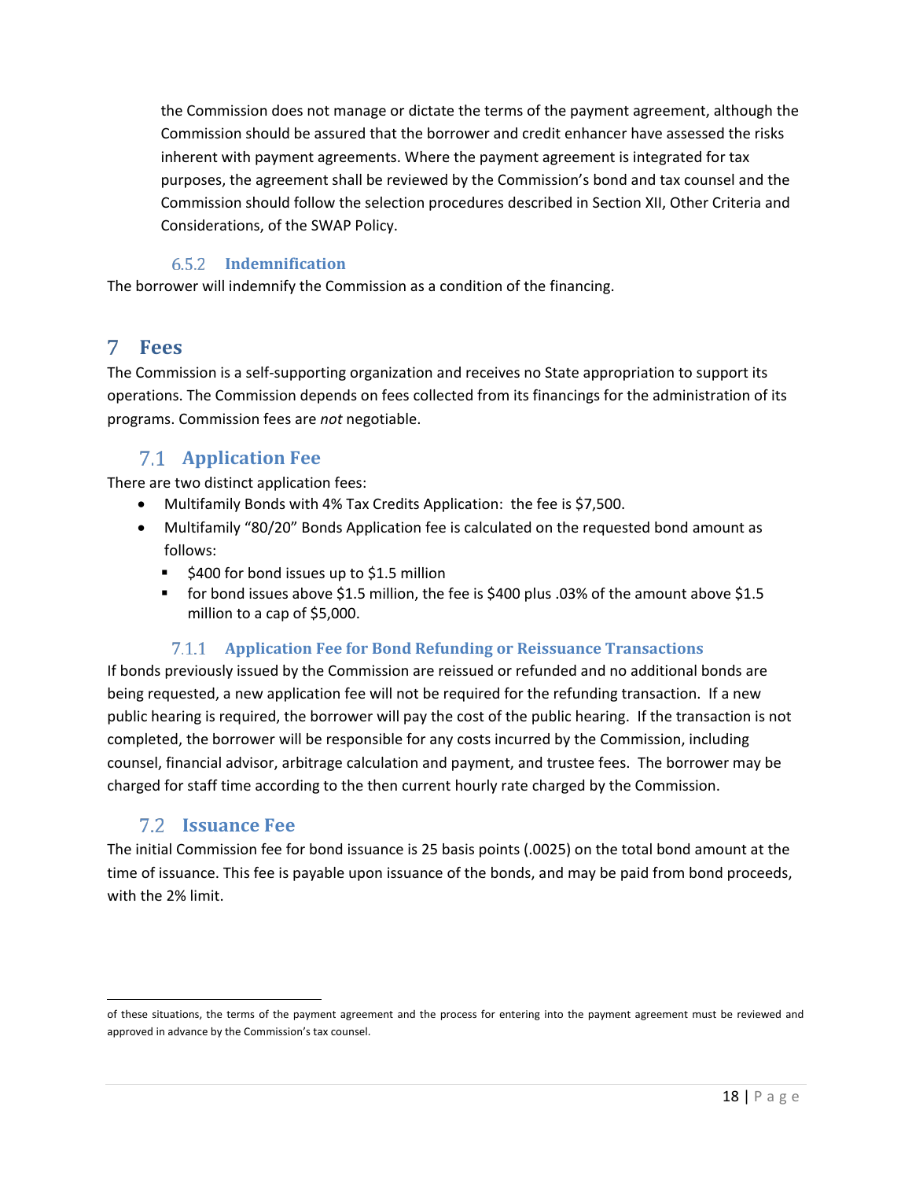the Commission does not manage or dictate the terms of the payment agreement, although the Commission should be assured that the borrower and credit enhancer have assessed the risks inherent with payment agreements. Where the payment agreement is integrated for tax purposes, the agreement shall be reviewed by the Commission's bond and tax counsel and the Commission should follow the selection procedures described in Section XII, Other Criteria and Considerations, of the SWAP Policy.

#### 6.5.2 Indemnification

The borrower will indemnify the Commission as a condition of the financing.

# 7 Fees

The Commission is a self-supporting organization and receives no State appropriation to support its operations. The Commission depends on fees collected from its financings for the administration of its programs. Commission fees are *not* negotiable.

## 7.1 Application Fee

There are two distinct application fees:

- Multifamily Bonds with 4% Tax Credits Application: the fee is $7,500.
- Multifamily "80/20" Bonds Application fee is calculated on the requested bond amount as follows:
  - $400 for bond issues up to $1.5 million
  - for bond issues above $1.5 million, the fee is $400 plus .03% of the amount above $1.5 million to a cap of $5,000.

### 7.1.1 Application Fee for Bond Refunding or Reissuance Transactions

If bonds previously issued by the Commission are reissued or refunded and no additional bonds are being requested, a new application fee will not be required for the refunding transaction. If a new public hearing is required, the borrower will pay the cost of the public hearing. If the transaction is not completed, the borrower will be responsible for any costs incurred by the Commission, including counsel, financial advisor, arbitrage calculation and payment, and trustee fees. The borrower may be charged for staff time according to the then current hourly rate charged by the Commission.

## 7.2 Issuance Fee

The initial Commission fee for bond issuance is 25 basis points (.0025) on the total bond amount at the time of issuance. This fee is payable upon issuance of the bonds, and may be paid from bond proceeds, with the 2% limit.

of these situations, the terms of the payment agreement and the process for entering into the payment agreement must be reviewed and approved in advance by the Commission's tax counsel.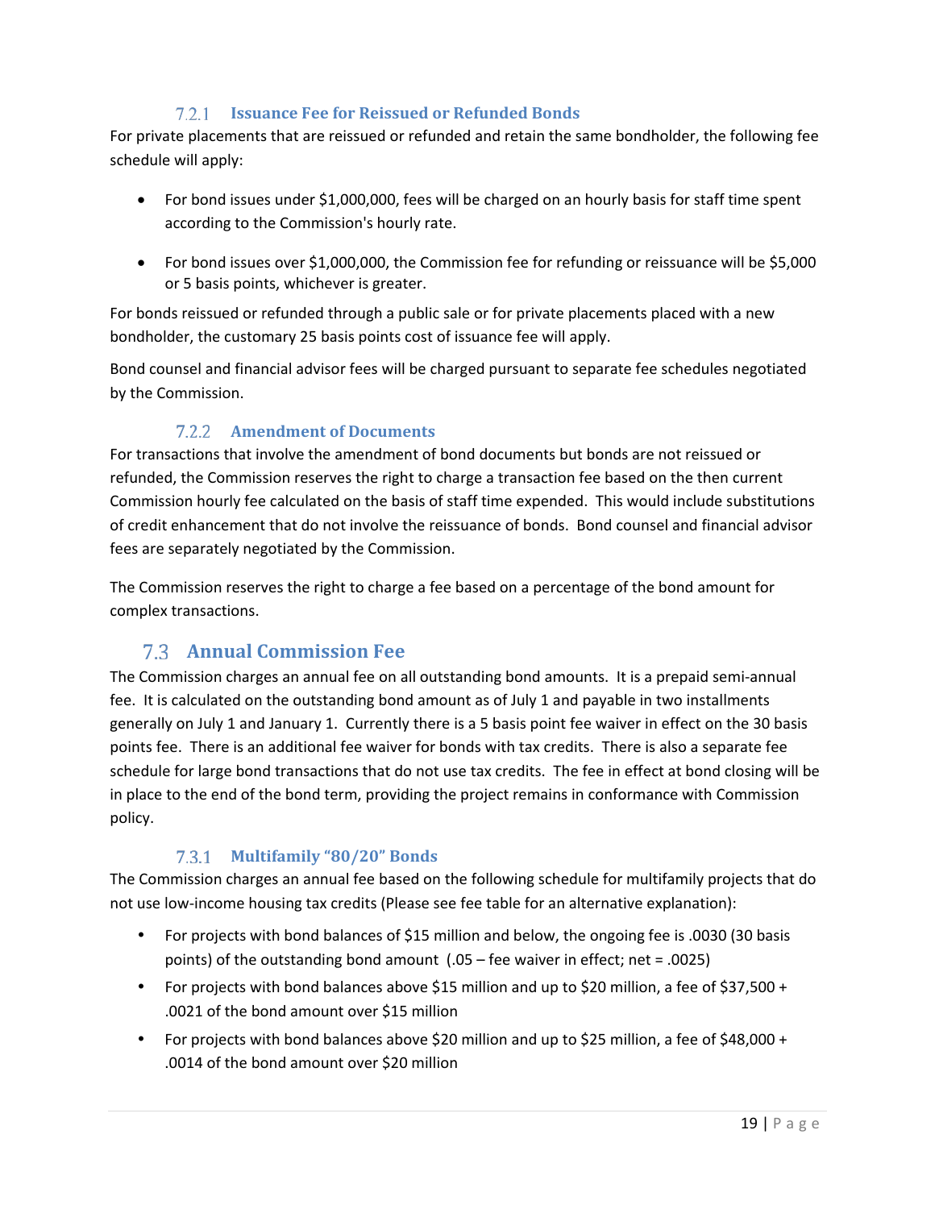#### 7.2.1 Issuance Fee for Reissued or Refunded Bonds

For private placements that are reissued or refunded and retain the same bondholder, the following fee schedule will apply:

- For bond issues under $1,000,000, fees will be charged on an hourly basis for staff time spent according to the Commission's hourly rate.
- For bond issues over $1,000,000, the Commission fee for refunding or reissuance will be $5,000 or 5 basis points, whichever is greater.

For bonds reissued or refunded through a public sale or for private placements placed with a new bondholder, the customary 25 basis points cost of issuance fee will apply.

Bond counsel and financial advisor fees will be charged pursuant to separate fee schedules negotiated by the Commission.

#### 7.2.2 Amendment of Documents

For transactions that involve the amendment of bond documents but bonds are not reissued or refunded, the Commission reserves the right to charge a transaction fee based on the then current Commission hourly fee calculated on the basis of staff time expended. This would include substitutions of credit enhancement that do not involve the reissuance of bonds. Bond counsel and financial advisor fees are separately negotiated by the Commission.

The Commission reserves the right to charge a fee based on a percentage of the bond amount for complex transactions.

### 7.3 Annual Commission Fee

The Commission charges an annual fee on all outstanding bond amounts. It is a prepaid semi-annual fee. It is calculated on the outstanding bond amount as of July 1 and payable in two installments generally on July 1 and January 1. Currently there is a 5 basis point fee waiver in effect on the 30 basis points fee. There is an additional fee waiver for bonds with tax credits. There is also a separate fee schedule for large bond transactions that do not use tax credits. The fee in effect at bond closing will be in place to the end of the bond term, providing the project remains in conformance with Commission policy.

#### 7.3.1 Multifamily "80/20" Bonds

The Commission charges an annual fee based on the following schedule for multifamily projects that do not use low-income housing tax credits (Please see fee table for an alternative explanation):

- For projects with bond balances of $15 million and below, the ongoing fee is .0030 (30 basis points) of the outstanding bond amount (.05 – fee waiver in effect; net = .0025)
- For projects with bond balances above $15 million and up to $20 million, a fee of $37,500 + .0021 of the bond amount over $15 million
- For projects with bond balances above $20 million and up to $25 million, a fee of $48,000 + .0014 of the bond amount over $20 million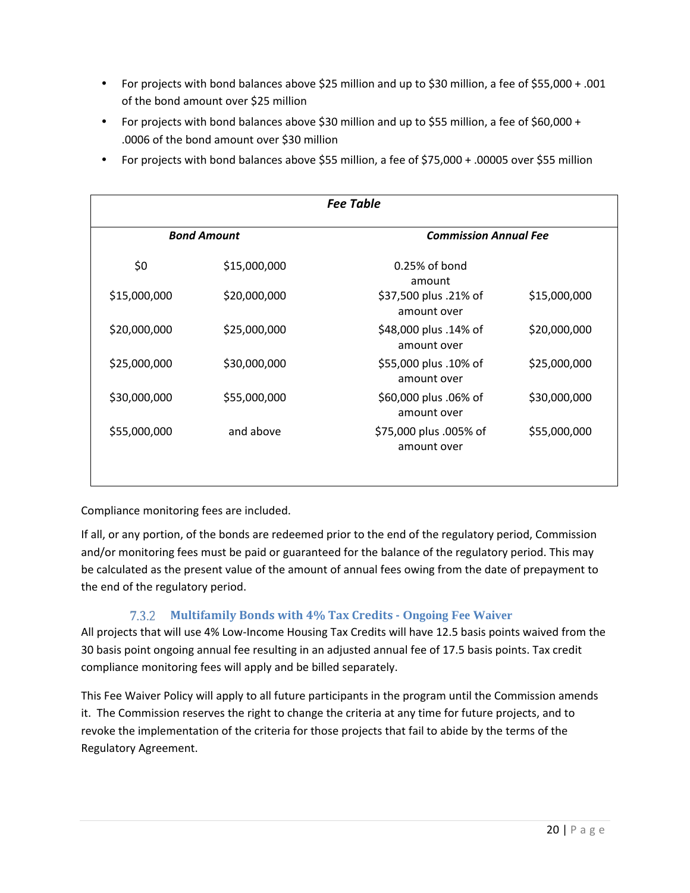- For projects with bond balances above $25 million and up to $30 million, a fee of $55,000 + .001 of the bond amount over $25 million
- For projects with bond balances above $30 million and up to $55 million, a fee of $60,000 + .0006 of the bond amount over $30 million
- For projects with bond balances above $55 million, a fee of $75,000 + .00005 over $55 million

| ***Fee Table*** | | | |
|---|---|---|---|
| ***Bond Amount*** | | ***Commission Annual Fee*** | |
| $0 | $15,000,000 | 0.25% of bond amount | |
| $15,000,000 | $20,000,000 | $37,500 plus .21% of amount over | $15,000,000 |
| $20,000,000 | $25,000,000 | $48,000 plus .14% of amount over | $20,000,000 |
| $25,000,000 | $30,000,000 | $55,000 plus .10% of amount over | $25,000,000 |
| $30,000,000 | $55,000,000 | $60,000 plus .06% of amount over | $30,000,000 |
| $55,000,000 | and above | $75,000 plus .005% of amount over | $55,000,000 |

Compliance monitoring fees are included.

If all, or any portion, of the bonds are redeemed prior to the end of the regulatory period, Commission and/or monitoring fees must be paid or guaranteed for the balance of the regulatory period. This may be calculated as the present value of the amount of annual fees owing from the date of prepayment to the end of the regulatory period.

### 7.3.2 Multifamily Bonds with 4% Tax Credits - Ongoing Fee Waiver

All projects that will use 4% Low-Income Housing Tax Credits will have 12.5 basis points waived from the 30 basis point ongoing annual fee resulting in an adjusted annual fee of 17.5 basis points. Tax credit compliance monitoring fees will apply and be billed separately.

This Fee Waiver Policy will apply to all future participants in the program until the Commission amends it. The Commission reserves the right to change the criteria at any time for future projects, and to revoke the implementation of the criteria for those projects that fail to abide by the terms of the Regulatory Agreement.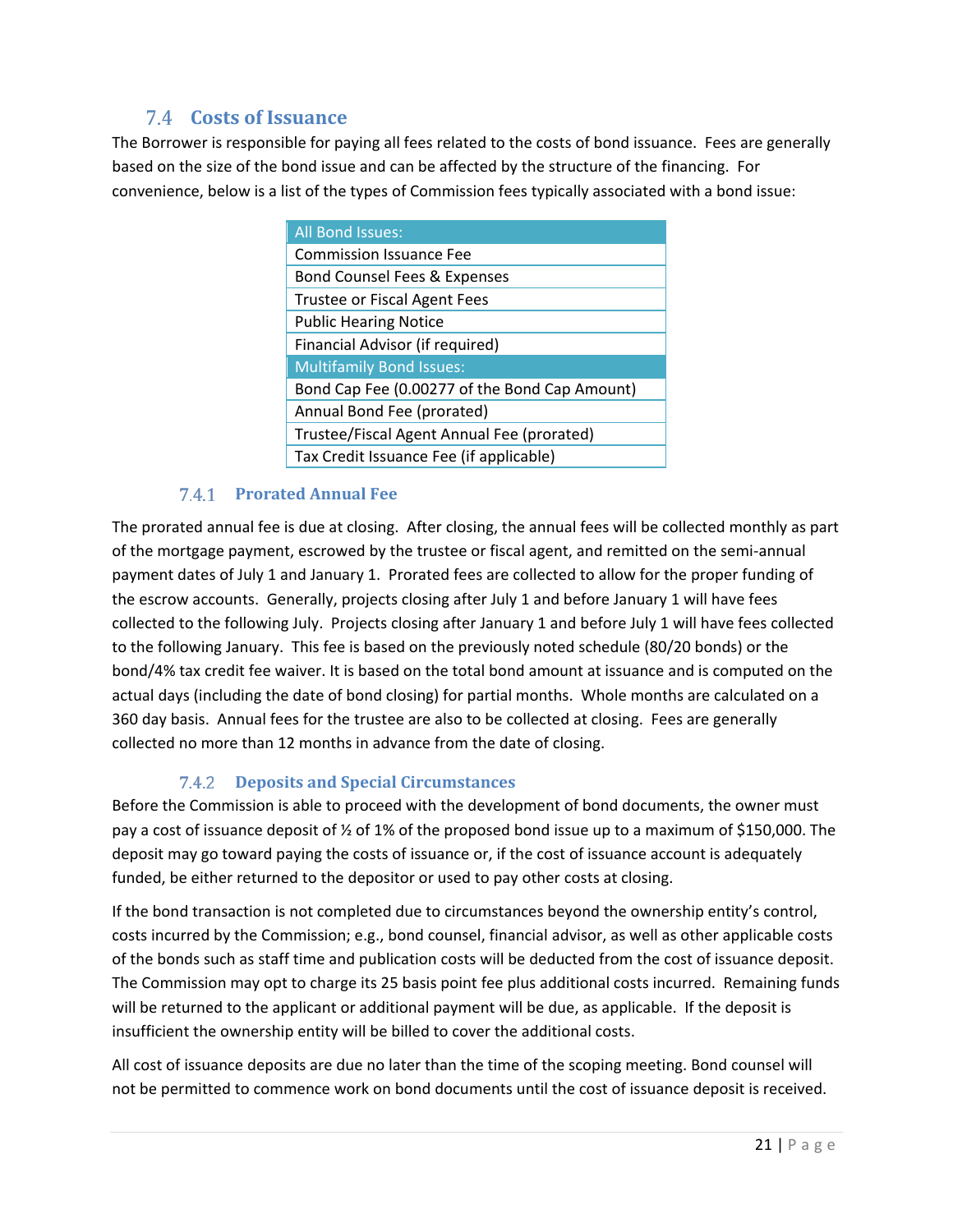## 7.4 Costs of Issuance

The Borrower is responsible for paying all fees related to the costs of bond issuance. Fees are generally based on the size of the bond issue and can be affected by the structure of the financing. For convenience, below is a list of the types of Commission fees typically associated with a bond issue:

| All Bond Issues: |
|---|
| Commission Issuance Fee |
| Bond Counsel Fees & Expenses |
| Trustee or Fiscal Agent Fees |
| Public Hearing Notice |
| Financial Advisor (if required) |
| **Multifamily Bond Issues:** |
| Bond Cap Fee (0.00277 of the Bond Cap Amount) |
| Annual Bond Fee (prorated) |
| Trustee/Fiscal Agent Annual Fee (prorated) |
| Tax Credit Issuance Fee (if applicable) |

### 7.4.1 Prorated Annual Fee

The prorated annual fee is due at closing. After closing, the annual fees will be collected monthly as part of the mortgage payment, escrowed by the trustee or fiscal agent, and remitted on the semi-annual payment dates of July 1 and January 1. Prorated fees are collected to allow for the proper funding of the escrow accounts. Generally, projects closing after July 1 and before January 1 will have fees collected to the following July. Projects closing after January 1 and before July 1 will have fees collected to the following January. This fee is based on the previously noted schedule (80/20 bonds) or the bond/4% tax credit fee waiver. It is based on the total bond amount at issuance and is computed on the actual days (including the date of bond closing) for partial months. Whole months are calculated on a 360 day basis. Annual fees for the trustee are also to be collected at closing. Fees are generally collected no more than 12 months in advance from the date of closing.

### 7.4.2 Deposits and Special Circumstances

Before the Commission is able to proceed with the development of bond documents, the owner must pay a cost of issuance deposit of ½ of 1% of the proposed bond issue up to a maximum of $150,000. The deposit may go toward paying the costs of issuance or, if the cost of issuance account is adequately funded, be either returned to the depositor or used to pay other costs at closing.

If the bond transaction is not completed due to circumstances beyond the ownership entity's control, costs incurred by the Commission; e.g., bond counsel, financial advisor, as well as other applicable costs of the bonds such as staff time and publication costs will be deducted from the cost of issuance deposit. The Commission may opt to charge its 25 basis point fee plus additional costs incurred. Remaining funds will be returned to the applicant or additional payment will be due, as applicable. If the deposit is insufficient the ownership entity will be billed to cover the additional costs.

All cost of issuance deposits are due no later than the time of the scoping meeting. Bond counsel will not be permitted to commence work on bond documents until the cost of issuance deposit is received.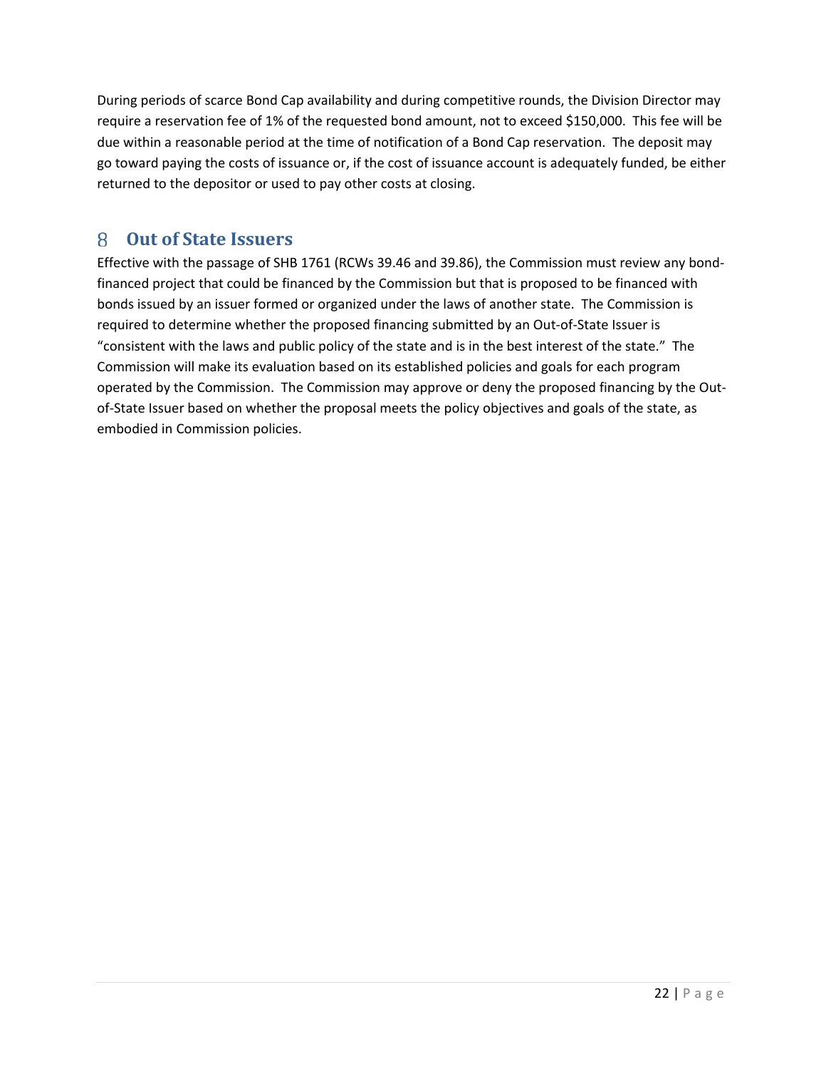During periods of scarce Bond Cap availability and during competitive rounds, the Division Director may require a reservation fee of 1% of the requested bond amount, not to exceed $150,000. This fee will be due within a reasonable period at the time of notification of a Bond Cap reservation. The deposit may go toward paying the costs of issuance or, if the cost of issuance account is adequately funded, be either returned to the depositor or used to pay other costs at closing.

# 8 Out of State Issuers

Effective with the passage of SHB 1761 (RCWs 39.46 and 39.86), the Commission must review any bond-financed project that could be financed by the Commission but that is proposed to be financed with bonds issued by an issuer formed or organized under the laws of another state. The Commission is required to determine whether the proposed financing submitted by an Out-of-State Issuer is "consistent with the laws and public policy of the state and is in the best interest of the state." The Commission will make its evaluation based on its established policies and goals for each program operated by the Commission. The Commission may approve or deny the proposed financing by the Out-of-State Issuer based on whether the proposal meets the policy objectives and goals of the state, as embodied in Commission policies.